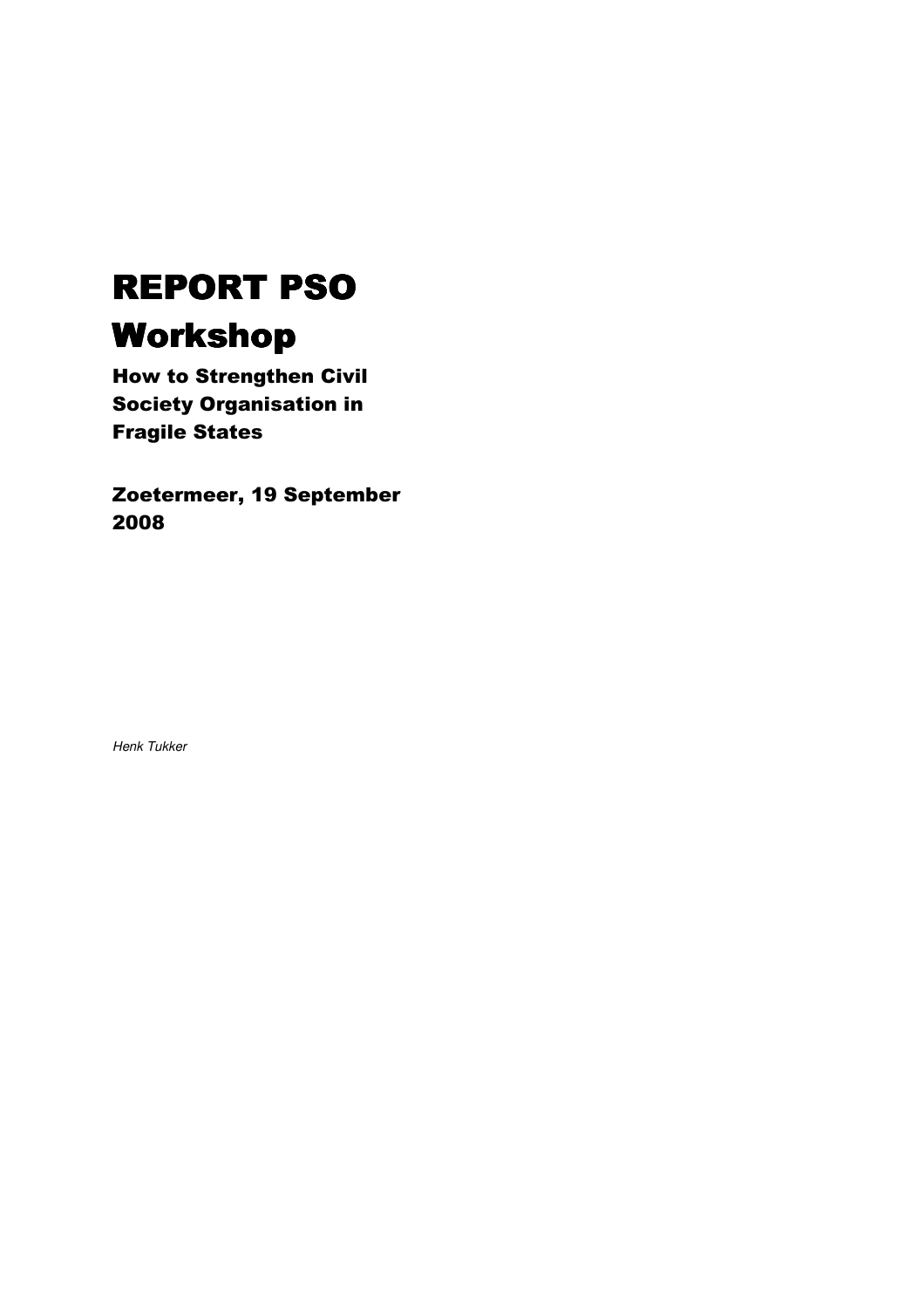# REPORT PSO Workshop

## How to Strengthen Civil Society Organisation in Fragile States

## Zoetermeer, 19 September 2008

*Henk Tukker*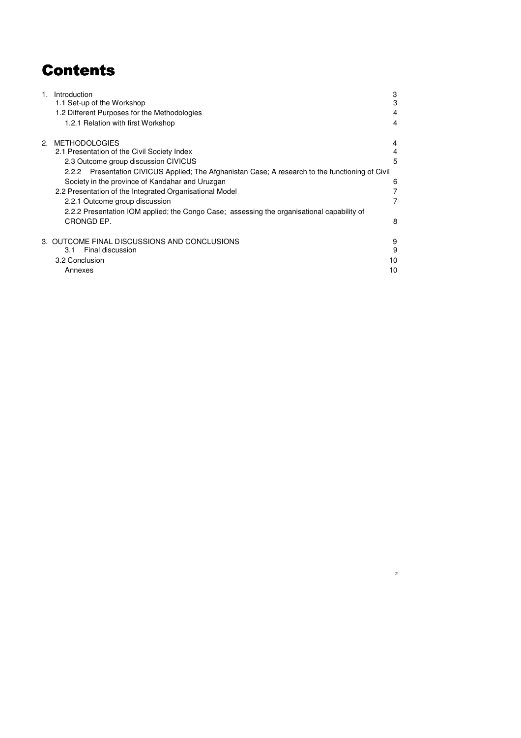# Contents

| | |
|---|---|
| 1. Introduction | 3 |
| 1.1 Set-up of the Workshop | 3 |
| 1.2 Different Purposes for the Methodologies | 4 |
| 1.2.1 Relation with first Workshop | 4 |
| 2. METHODOLOGIES | 4 |
| 2.1 Presentation of the Civil Society Index | 4 |
| 2.3 Outcome group discussion CIVICUS | 5 |
| 2.2.2 Presentation CIVICUS Applied; The Afghanistan Case; A research to the functioning of Civil Society in the province of Kandahar and Uruzgan | 6 |
| 2.2 Presentation of the Integrated Organisational Model | 7 |
| 2.2.1 Outcome group discussion | 7 |
| 2.2.2 Presentation IOM applied; the Congo Case; assessing the organisational capability of CRONGD EP. | 8 |
| 3. OUTCOME FINAL DISCUSSIONS AND CONCLUSIONS | 9 |
| 3.1 Final discussion | 9 |
| 3.2 Conclusion | 10 |
| Annexes | 10 |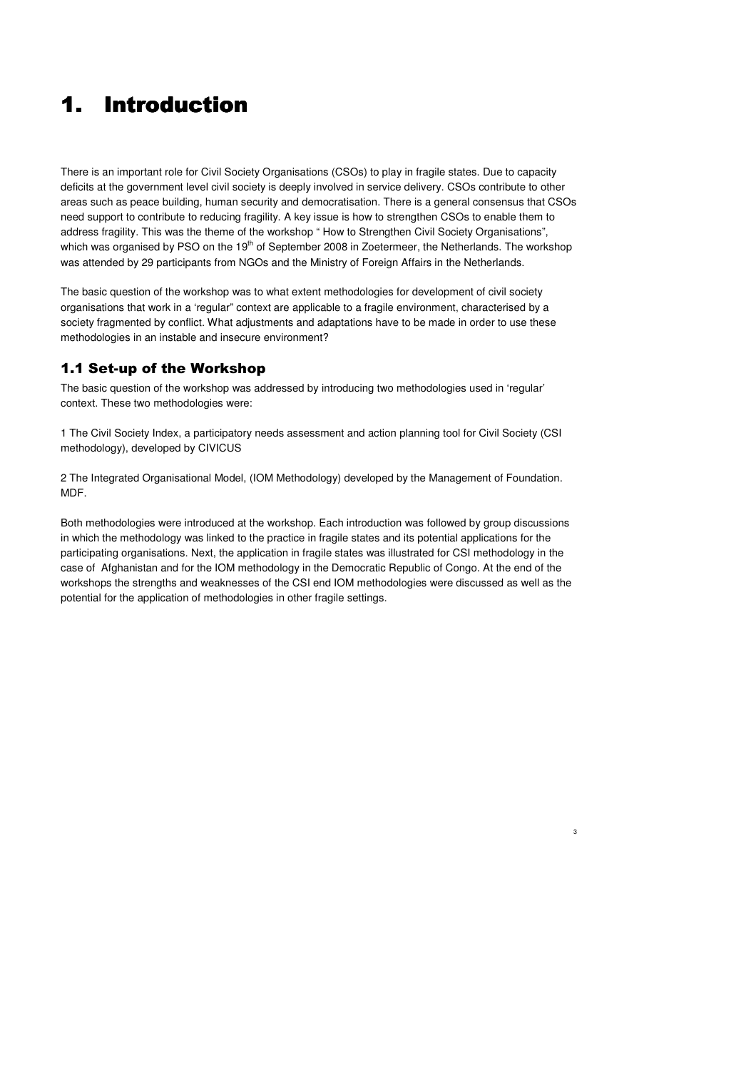# 1. Introduction

There is an important role for Civil Society Organisations (CSOs) to play in fragile states. Due to capacity deficits at the government level civil society is deeply involved in service delivery. CSOs contribute to other areas such as peace building, human security and democratisation. There is a general consensus that CSOs need support to contribute to reducing fragility. A key issue is how to strengthen CSOs to enable them to address fragility. This was the theme of the workshop " How to Strengthen Civil Society Organisations", which was organised by PSO on the 19th of September 2008 in Zoetermeer, the Netherlands. The workshop was attended by 29 participants from NGOs and the Ministry of Foreign Affairs in the Netherlands.

The basic question of the workshop was to what extent methodologies for development of civil society organisations that work in a 'regular" context are applicable to a fragile environment, characterised by a society fragmented by conflict. What adjustments and adaptations have to be made in order to use these methodologies in an instable and insecure environment?

## 1.1 Set-up of the Workshop

The basic question of the workshop was addressed by introducing two methodologies used in 'regular' context. These two methodologies were:

1 The Civil Society Index, a participatory needs assessment and action planning tool for Civil Society (CSI methodology), developed by CIVICUS

2 The Integrated Organisational Model, (IOM Methodology) developed by the Management of Foundation. MDF.

Both methodologies were introduced at the workshop. Each introduction was followed by group discussions in which the methodology was linked to the practice in fragile states and its potential applications for the participating organisations. Next, the application in fragile states was illustrated for CSI methodology in the case of Afghanistan and for the IOM methodology in the Democratic Republic of Congo. At the end of the workshops the strengths and weaknesses of the CSI end IOM methodologies were discussed as well as the potential for the application of methodologies in other fragile settings.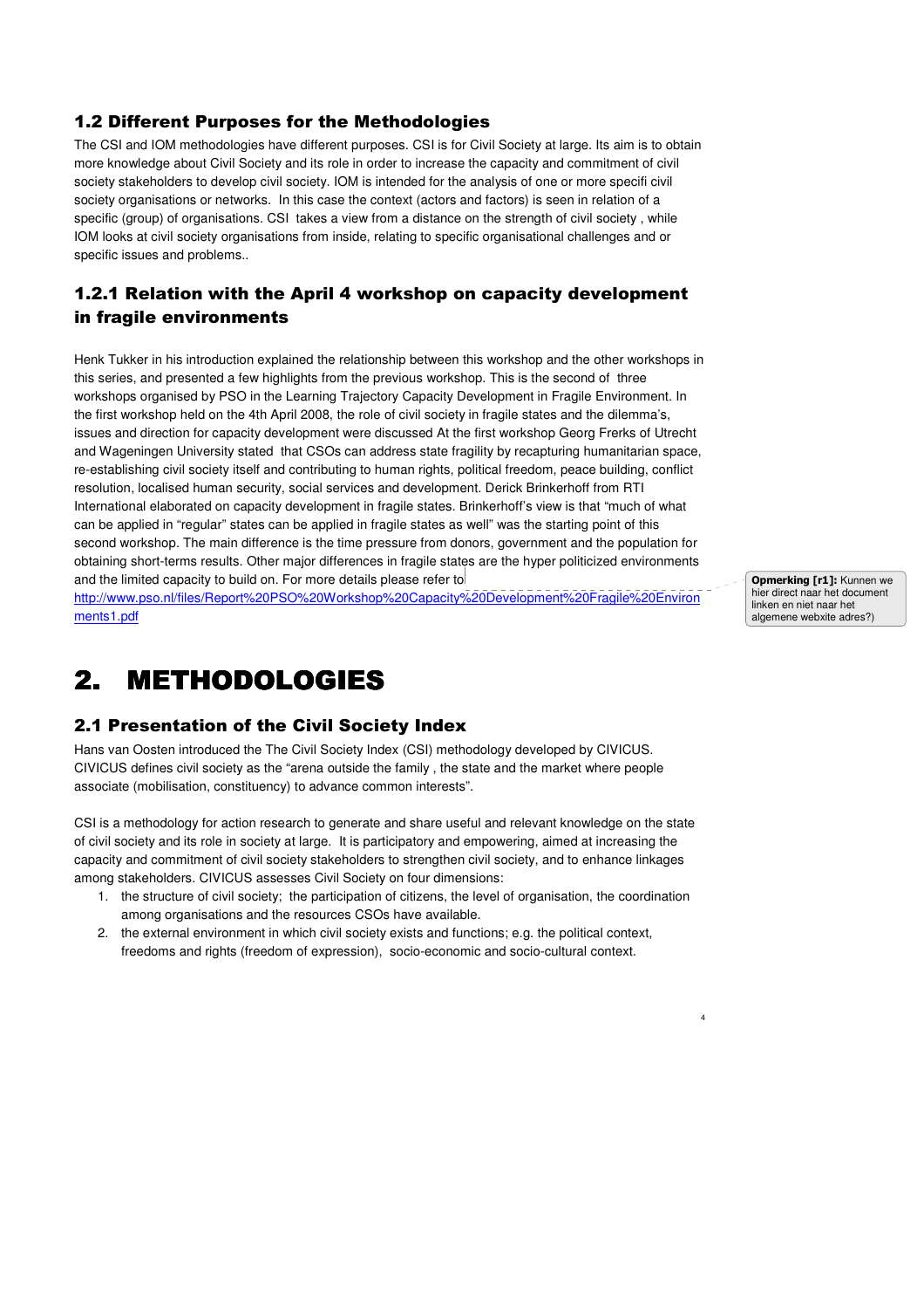### 1.2 Different Purposes for the Methodologies

The CSI and IOM methodologies have different purposes. CSI is for Civil Society at large. Its aim is to obtain more knowledge about Civil Society and its role in order to increase the capacity and commitment of civil society stakeholders to develop civil society. IOM is intended for the analysis of one or more specifi civil society organisations or networks. In this case the context (actors and factors) is seen in relation of a specific (group) of organisations. CSI takes a view from a distance on the strength of civil society , while IOM looks at civil society organisations from inside, relating to specific organisational challenges and or specific issues and problems..

#### 1.2.1 Relation with the April 4 workshop on capacity development in fragile environments

Henk Tukker in his introduction explained the relationship between this workshop and the other workshops in this series, and presented a few highlights from the previous workshop. This is the second of three workshops organised by PSO in the Learning Trajectory Capacity Development in Fragile Environment. In the first workshop held on the 4th April 2008, the role of civil society in fragile states and the dilemma's, issues and direction for capacity development were discussed At the first workshop Georg Frerks of Utrecht and Wageningen University stated that CSOs can address state fragility by recapturing humanitarian space, re-establishing civil society itself and contributing to human rights, political freedom, peace building, conflict resolution, localised human security, social services and development. Derick Brinkerhoff from RTI International elaborated on capacity development in fragile states. Brinkerhoff's view is that "much of what can be applied in "regular" states can be applied in fragile states as well" was the starting point of this second workshop. The main difference is the time pressure from donors, government and the population for obtaining short-terms results. Other major differences in fragile states are the hyper politicized environments and the limited capacity to build on. For more details please refer to http://www.pso.nl/files/Report%20PSO%20Workshop%20Capacity%20Development%20Fragile%20Environments1.pdf

**Opmerking [r1]:** Kunnen we hier direct naar het document linken en niet naar het algemene webxite adres?)

# 2. METHODOLOGIES

## 2.1 Presentation of the Civil Society Index

Hans van Oosten introduced the The Civil Society Index (CSI) methodology developed by CIVICUS. CIVICUS defines civil society as the "arena outside the family , the state and the market where people associate (mobilisation, constituency) to advance common interests".

CSI is a methodology for action research to generate and share useful and relevant knowledge on the state of civil society and its role in society at large. It is participatory and empowering, aimed at increasing the capacity and commitment of civil society stakeholders to strengthen civil society, and to enhance linkages among stakeholders. CIVICUS assesses Civil Society on four dimensions:

1. the structure of civil society; the participation of citizens, the level of organisation, the coordination among organisations and the resources CSOs have available.
2. the external environment in which civil society exists and functions; e.g. the political context, freedoms and rights (freedom of expression), socio-economic and socio-cultural context.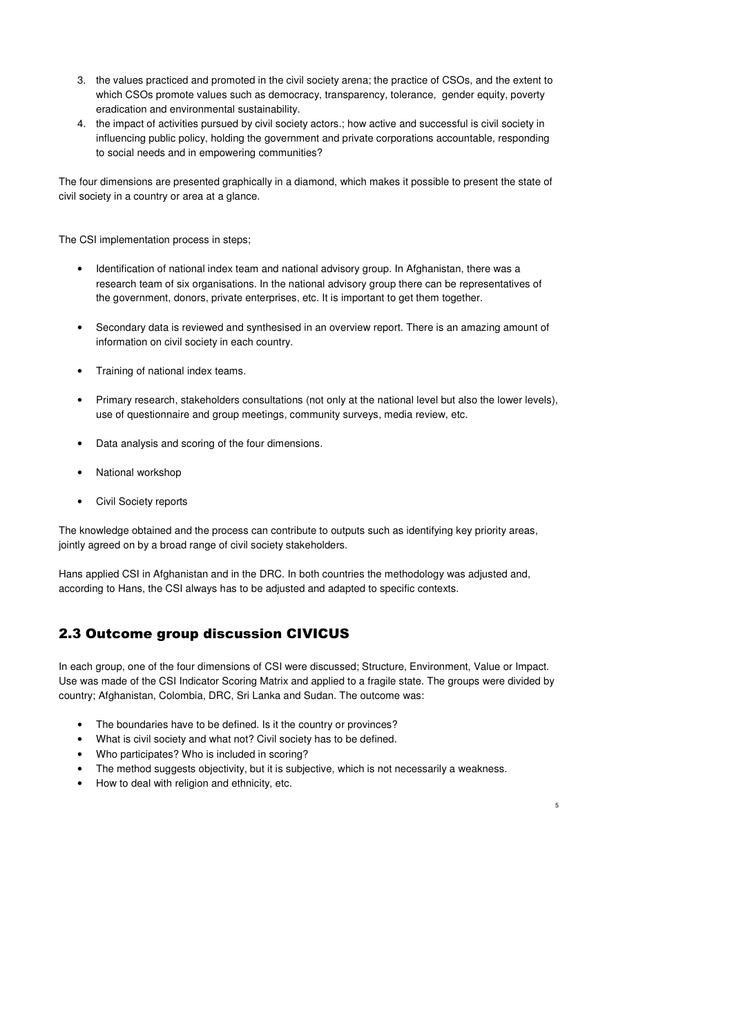3. the values practiced and promoted in the civil society arena; the practice of CSOs, and the extent to which CSOs promote values such as democracy, transparency, tolerance, gender equity, poverty eradication and environmental sustainability.
4. the impact of activities pursued by civil society actors.; how active and successful is civil society in influencing public policy, holding the government and private corporations accountable, responding to social needs and in empowering communities?

The four dimensions are presented graphically in a diamond, which makes it possible to present the state of civil society in a country or area at a glance.

The CSI implementation process in steps;

- Identification of national index team and national advisory group. In Afghanistan, there was a research team of six organisations. In the national advisory group there can be representatives of the government, donors, private enterprises, etc. It is important to get them together.
- Secondary data is reviewed and synthesised in an overview report. There is an amazing amount of information on civil society in each country.
- Training of national index teams.
- Primary research, stakeholders consultations (not only at the national level but also the lower levels), use of questionnaire and group meetings, community surveys, media review, etc.
- Data analysis and scoring of the four dimensions.
- National workshop
- Civil Society reports

The knowledge obtained and the process can contribute to outputs such as identifying key priority areas, jointly agreed on by a broad range of civil society stakeholders.

Hans applied CSI in Afghanistan and in the DRC. In both countries the methodology was adjusted and, according to Hans, the CSI always has to be adjusted and adapted to specific contexts.

## 2.3 Outcome group discussion CIVICUS

In each group, one of the four dimensions of CSI were discussed; Structure, Environment, Value or Impact. Use was made of the CSI Indicator Scoring Matrix and applied to a fragile state. The groups were divided by country; Afghanistan, Colombia, DRC, Sri Lanka and Sudan. The outcome was:

- The boundaries have to be defined. Is it the country or provinces?
- What is civil society and what not? Civil society has to be defined.
- Who participates? Who is included in scoring?
- The method suggests objectivity, but it is subjective, which is not necessarily a weakness.
- How to deal with religion and ethnicity, etc.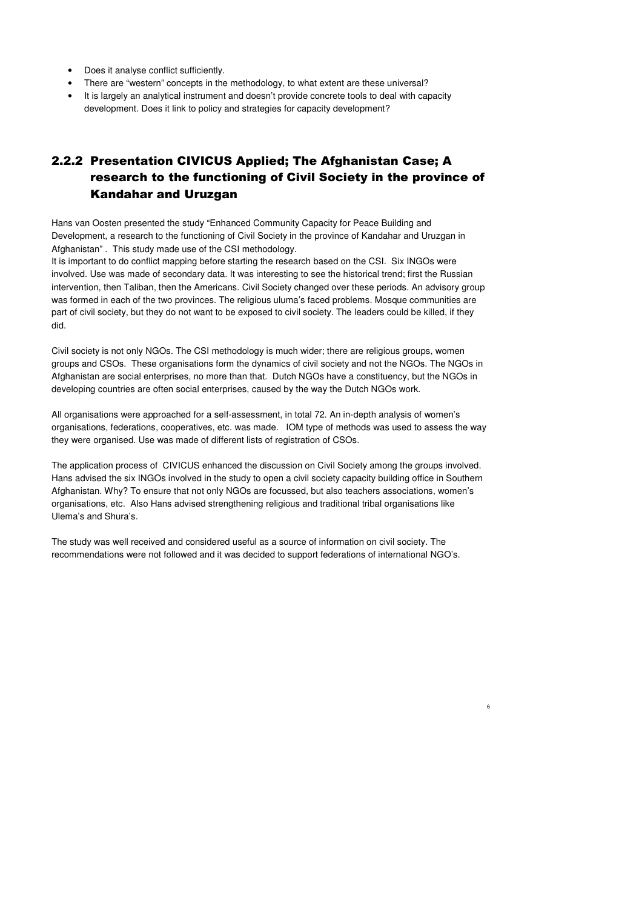- Does it analyse conflict sufficiently.
- There are "western" concepts in the methodology, to what extent are these universal?
- It is largely an analytical instrument and doesn't provide concrete tools to deal with capacity development. Does it link to policy and strategies for capacity development?

### 2.2.2 Presentation CIVICUS Applied; The Afghanistan Case; A research to the functioning of Civil Society in the province of Kandahar and Uruzgan

Hans van Oosten presented the study "Enhanced Community Capacity for Peace Building and Development, a research to the functioning of Civil Society in the province of Kandahar and Uruzgan in Afghanistan" . This study made use of the CSI methodology.
It is important to do conflict mapping before starting the research based on the CSI. Six INGOs were involved. Use was made of secondary data. It was interesting to see the historical trend; first the Russian intervention, then Taliban, then the Americans. Civil Society changed over these periods. An advisory group was formed in each of the two provinces. The religious uluma's faced problems. Mosque communities are part of civil society, but they do not want to be exposed to civil society. The leaders could be killed, if they did.

Civil society is not only NGOs. The CSI methodology is much wider; there are religious groups, women groups and CSOs. These organisations form the dynamics of civil society and not the NGOs. The NGOs in Afghanistan are social enterprises, no more than that. Dutch NGOs have a constituency, but the NGOs in developing countries are often social enterprises, caused by the way the Dutch NGOs work.

All organisations were approached for a self-assessment, in total 72. An in-depth analysis of women's organisations, federations, cooperatives, etc. was made. IOM type of methods was used to assess the way they were organised. Use was made of different lists of registration of CSOs.

The application process of CIVICUS enhanced the discussion on Civil Society among the groups involved. Hans advised the six INGOs involved in the study to open a civil society capacity building office in Southern Afghanistan. Why? To ensure that not only NGOs are focussed, but also teachers associations, women's organisations, etc. Also Hans advised strengthening religious and traditional tribal organisations like Ulema's and Shura's.

The study was well received and considered useful as a source of information on civil society. The recommendations were not followed and it was decided to support federations of international NGO's.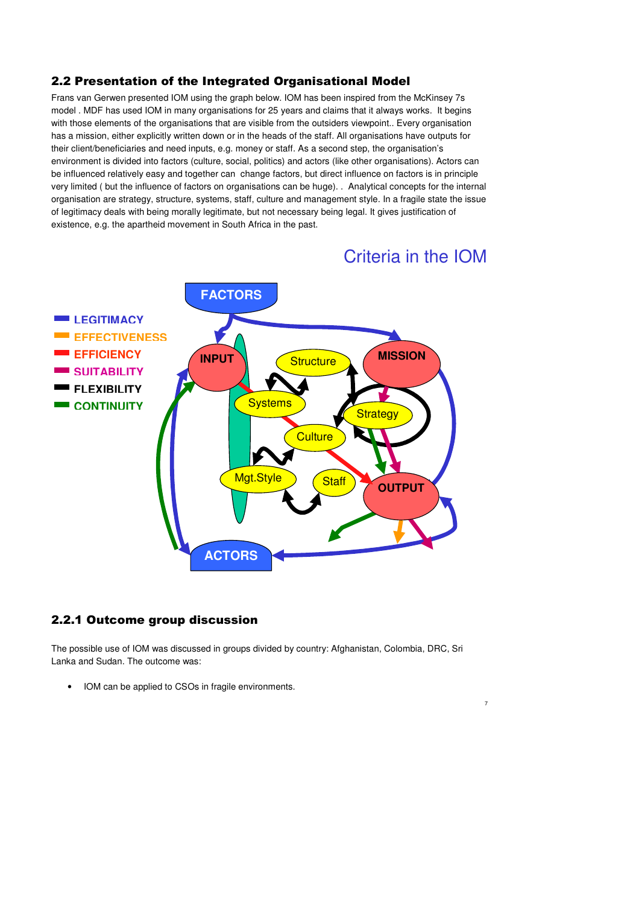## 2.2 Presentation of the Integrated Organisational Model

Frans van Gerwen presented IOM using the graph below. IOM has been inspired from the McKinsey 7s model . MDF has used IOM in many organisations for 25 years and claims that it always works. It begins with those elements of the organisations that are visible from the outsiders viewpoint.. Every organisation has a mission, either explicitly written down or in the heads of the staff. All organisations have outputs for their client/beneficiaries and need inputs, e.g. money or staff. As a second step, the organisation's environment is divided into factors (culture, social, politics) and actors (like other organisations). Actors can be influenced relatively easy and together can change factors, but direct influence on factors is in principle very limited ( but the influence of factors on organisations can be huge). . Analytical concepts for the internal organisation are strategy, structure, systems, staff, culture and management style. In a fragile state the issue of legitimacy deals with being morally legitimate, but not necessary being legal. It gives justification of existence, e.g. the apartheid movement in South Africa in the past.

Criteria in the IOM

- LEGITIMACY
- EFFECTIVENESS
- EFFICIENCY
- SUITABILITY
- FLEXIBILITY
- CONTINUITY

FACTORS, INPUT, MISSION, Structure, Systems, Strategy, Culture, Mgt.Style, Staff, OUTPUT, ACTORS

### 2.2.1 Outcome group discussion

The possible use of IOM was discussed in groups divided by country: Afghanistan, Colombia, DRC, Sri Lanka and Sudan. The outcome was:

- IOM can be applied to CSOs in fragile environments.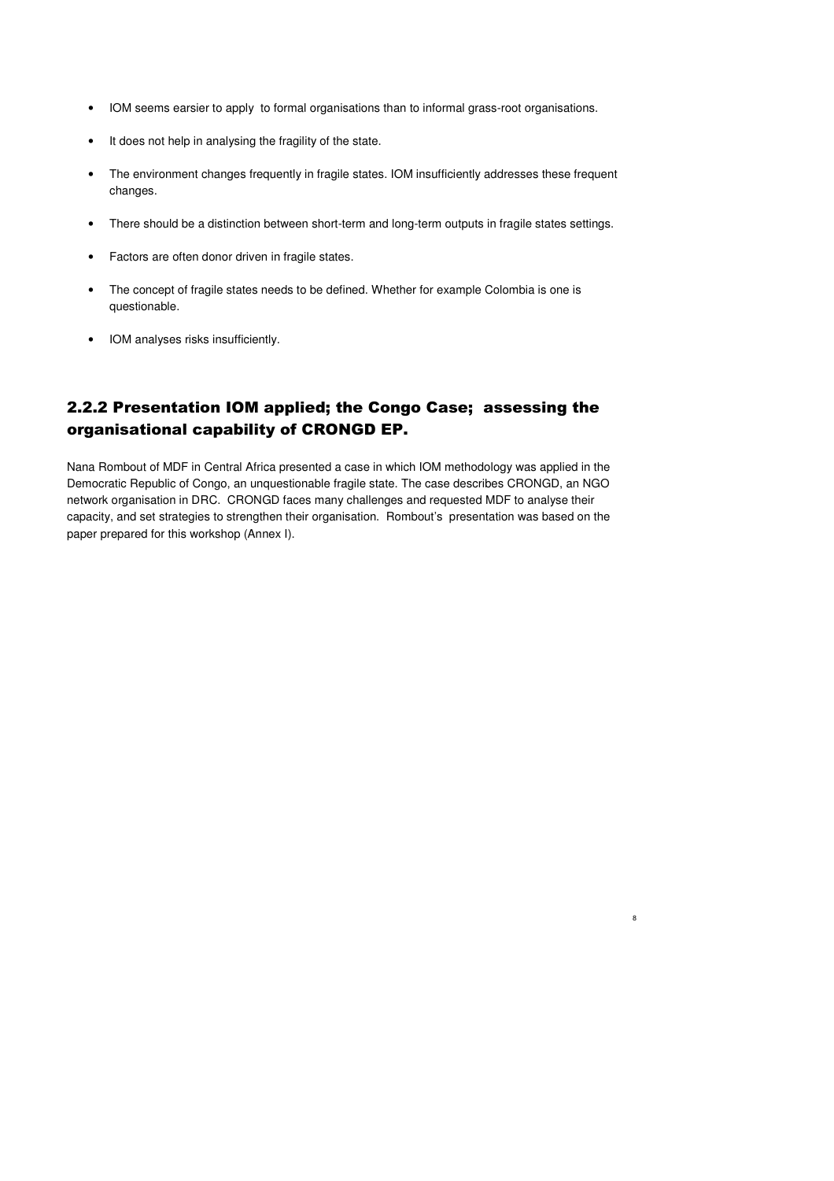- IOM seems earsier to apply  to formal organisations than to informal grass-root organisations.
- It does not help in analysing the fragility of the state.
- The environment changes frequently in fragile states. IOM insufficiently addresses these frequent changes.
- There should be a distinction between short-term and long-term outputs in fragile states settings.
- Factors are often donor driven in fragile states.
- The concept of fragile states needs to be defined. Whether for example Colombia is one is questionable.
- IOM analyses risks insufficiently.

## 2.2.2 Presentation IOM applied; the Congo Case;  assessing the organisational capability of CRONGD EP.

Nana Rombout of MDF in Central Africa presented a case in which IOM methodology was applied in the Democratic Republic of Congo, an unquestionable fragile state. The case describes CRONGD, an NGO network organisation in DRC.  CRONGD faces many challenges and requested MDF to analyse their capacity, and set strategies to strengthen their organisation.  Rombout's  presentation was based on the paper prepared for this workshop (Annex I).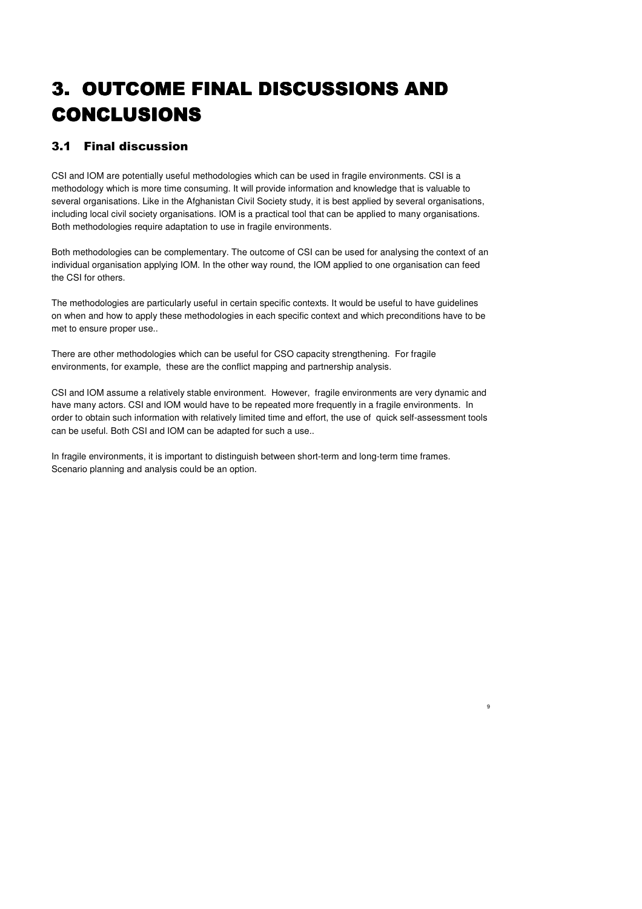# 3. OUTCOME FINAL DISCUSSIONS AND CONCLUSIONS

## 3.1 Final discussion

CSI and IOM are potentially useful methodologies which can be used in fragile environments. CSI is a methodology which is more time consuming. It will provide information and knowledge that is valuable to several organisations. Like in the Afghanistan Civil Society study, it is best applied by several organisations, including local civil society organisations. IOM is a practical tool that can be applied to many organisations. Both methodologies require adaptation to use in fragile environments.

Both methodologies can be complementary. The outcome of CSI can be used for analysing the context of an individual organisation applying IOM. In the other way round, the IOM applied to one organisation can feed the CSI for others.

The methodologies are particularly useful in certain specific contexts. It would be useful to have guidelines on when and how to apply these methodologies in each specific context and which preconditions have to be met to ensure proper use..

There are other methodologies which can be useful for CSO capacity strengthening. For fragile environments, for example, these are the conflict mapping and partnership analysis.

CSI and IOM assume a relatively stable environment. However, fragile environments are very dynamic and have many actors. CSI and IOM would have to be repeated more frequently in a fragile environments. In order to obtain such information with relatively limited time and effort, the use of quick self-assessment tools can be useful. Both CSI and IOM can be adapted for such a use..

In fragile environments, it is important to distinguish between short-term and long-term time frames. Scenario planning and analysis could be an option.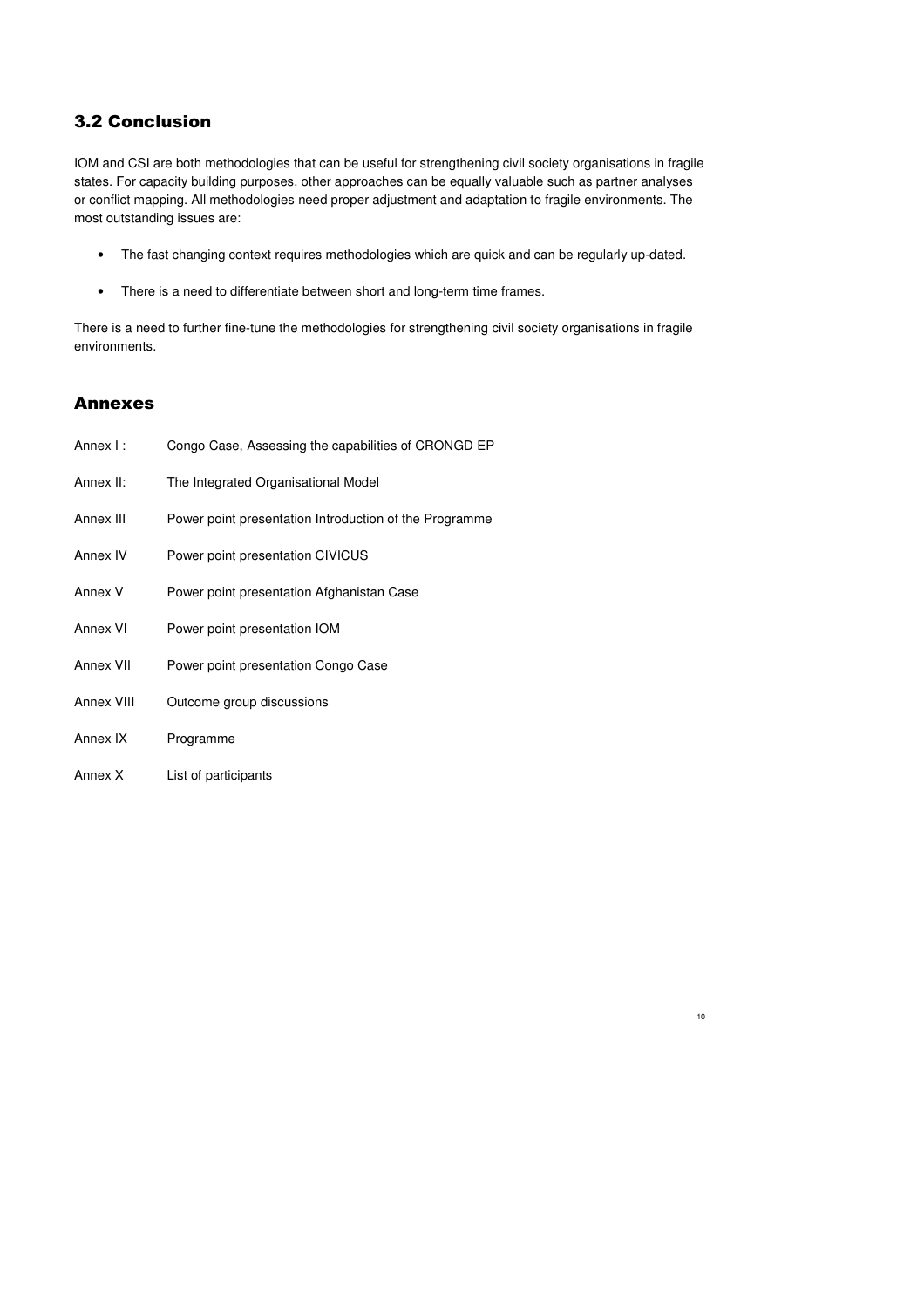## 3.2 Conclusion

IOM and CSI are both methodologies that can be useful for strengthening civil society organisations in fragile states. For capacity building purposes, other approaches can be equally valuable such as partner analyses or conflict mapping. All methodologies need proper adjustment and adaptation to fragile environments. The most outstanding issues are:

- The fast changing context requires methodologies which are quick and can be regularly up-dated.
- There is a need to differentiate between short and long-term time frames.

There is a need to further fine-tune the methodologies for strengthening civil society organisations in fragile environments.

## Annexes

| | |
|---|---|
| Annex I : | Congo Case, Assessing the capabilities of CRONGD EP |
| Annex II: | The Integrated Organisational Model |
| Annex III | Power point presentation Introduction of the Programme |
| Annex IV | Power point presentation CIVICUS |
| Annex V | Power point presentation Afghanistan Case |
| Annex VI | Power point presentation IOM |
| Annex VII | Power point presentation Congo Case |
| Annex VIII | Outcome group discussions |
| Annex IX | Programme |
| Annex X | List of participants |